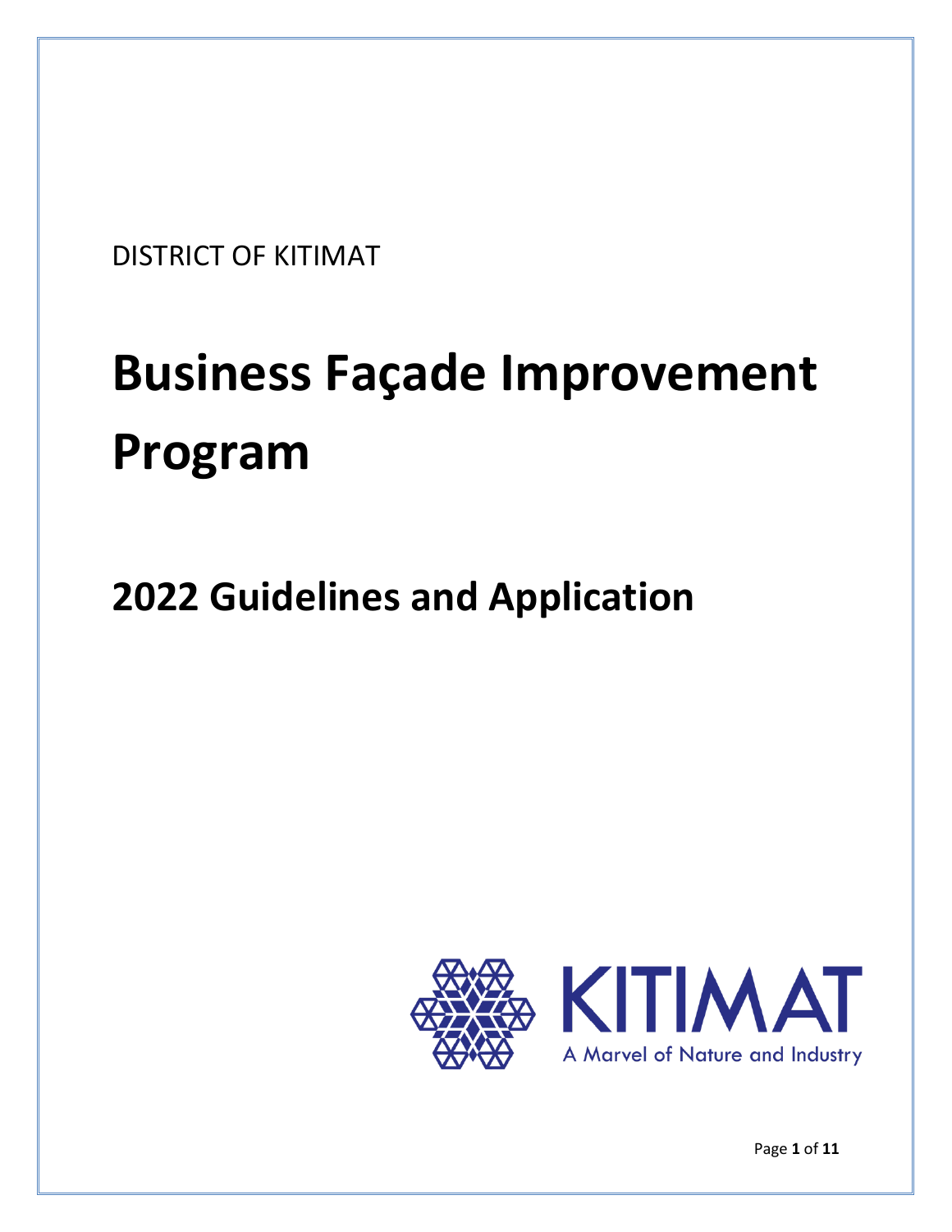DISTRICT OF KITIMAT

# Business Façade Improvement Program

## 2022 Guidelines and Application

KITIMAT

A Marvel of Nature and Industry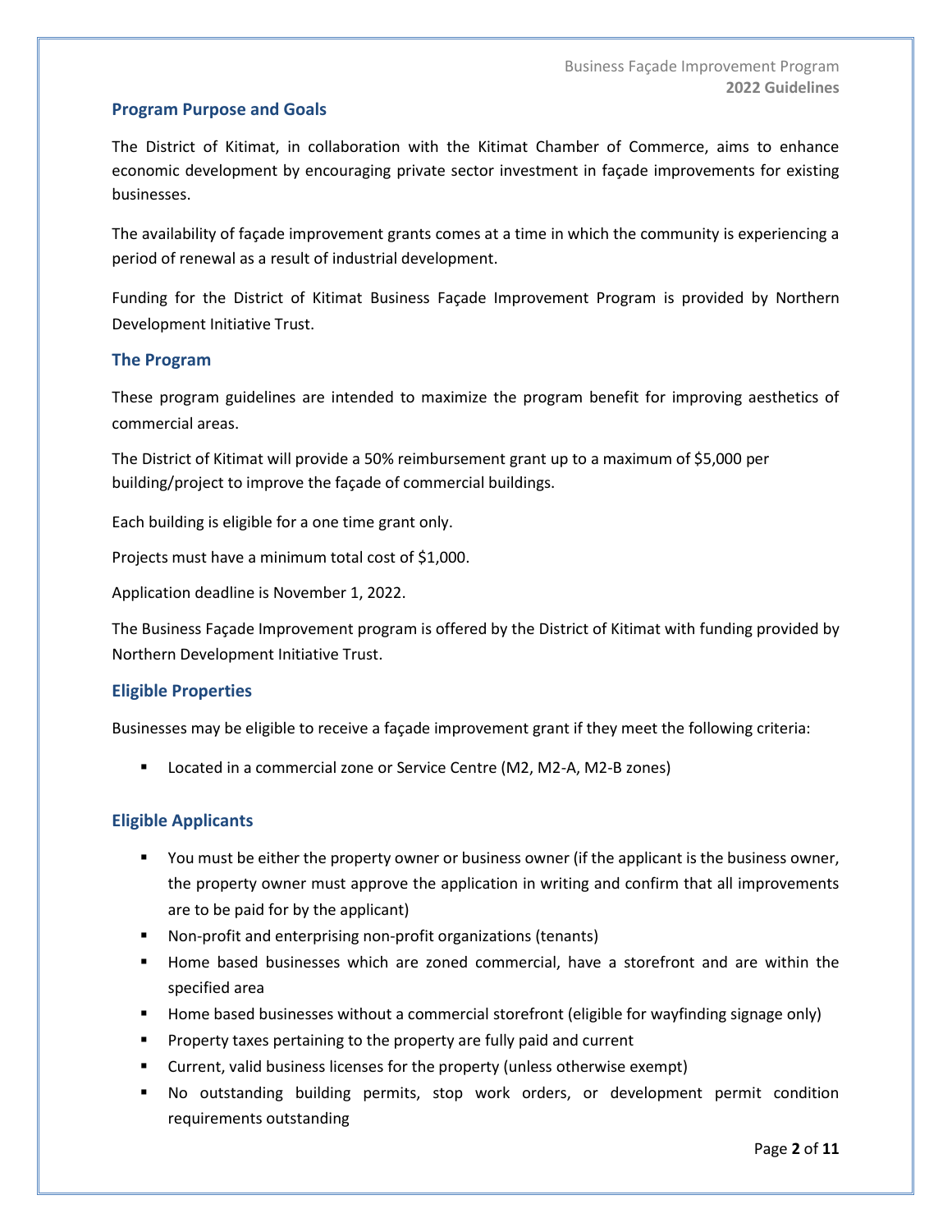## Program Purpose and Goals

The District of Kitimat, in collaboration with the Kitimat Chamber of Commerce, aims to enhance economic development by encouraging private sector investment in façade improvements for existing businesses.

The availability of façade improvement grants comes at a time in which the community is experiencing a period of renewal as a result of industrial development.

Funding for the District of Kitimat Business Façade Improvement Program is provided by Northern Development Initiative Trust.

## The Program

These program guidelines are intended to maximize the program benefit for improving aesthetics of commercial areas.

The District of Kitimat will provide a 50% reimbursement grant up to a maximum of $5,000 per building/project to improve the façade of commercial buildings.

Each building is eligible for a one time grant only.

Projects must have a minimum total cost of $1,000.

Application deadline is November 1, 2022.

The Business Façade Improvement program is offered by the District of Kitimat with funding provided by Northern Development Initiative Trust.

## Eligible Properties

Businesses may be eligible to receive a façade improvement grant if they meet the following criteria:

- Located in a commercial zone or Service Centre (M2, M2-A, M2-B zones)

## Eligible Applicants

- You must be either the property owner or business owner (if the applicant is the business owner, the property owner must approve the application in writing and confirm that all improvements are to be paid for by the applicant)
- Non-profit and enterprising non-profit organizations (tenants)
- Home based businesses which are zoned commercial, have a storefront and are within the specified area
- Home based businesses without a commercial storefront (eligible for wayfinding signage only)
- Property taxes pertaining to the property are fully paid and current
- Current, valid business licenses for the property (unless otherwise exempt)
- No outstanding building permits, stop work orders, or development permit condition requirements outstanding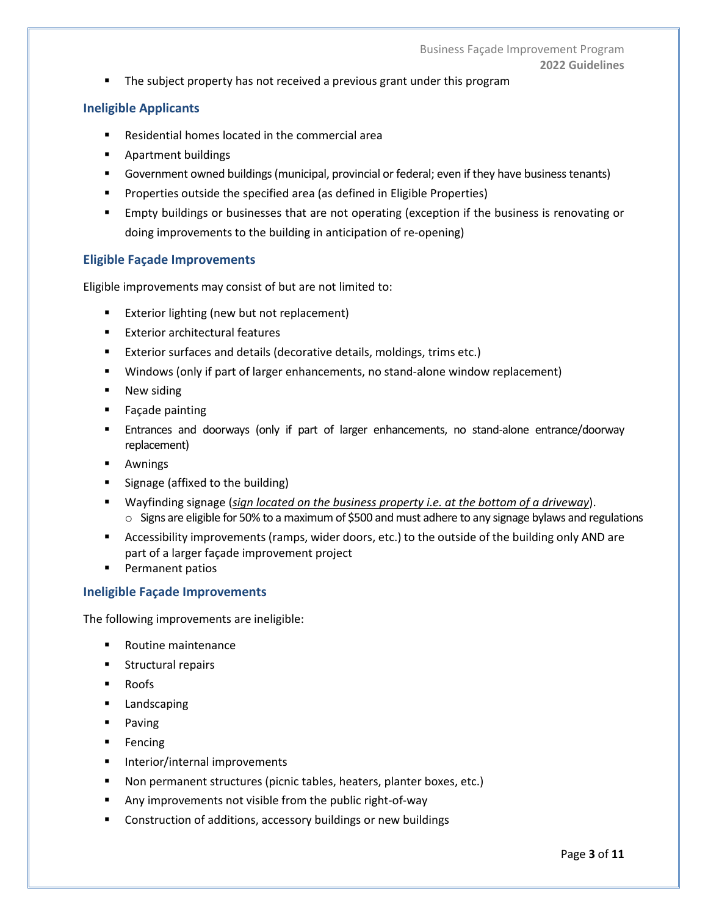- The subject property has not received a previous grant under this program

### Ineligible Applicants

- Residential homes located in the commercial area
- Apartment buildings
- Government owned buildings (municipal, provincial or federal; even if they have business tenants)
- Properties outside the specified area (as defined in Eligible Properties)
- Empty buildings or businesses that are not operating (exception if the business is renovating or doing improvements to the building in anticipation of re-opening)

### Eligible Façade Improvements

Eligible improvements may consist of but are not limited to:

- Exterior lighting (new but not replacement)
- Exterior architectural features
- Exterior surfaces and details (decorative details, moldings, trims etc.)
- Windows (only if part of larger enhancements, no stand-alone window replacement)
- New siding
- Façade painting
- Entrances and doorways (only if part of larger enhancements, no stand-alone entrance/doorway replacement)
- Awnings
- Signage (affixed to the building)
- Wayfinding signage (*sign located on the business property i.e. at the bottom of a driveway*).
  - Signs are eligible for 50% to a maximum of $500 and must adhere to any signage bylaws and regulations
- Accessibility improvements (ramps, wider doors, etc.) to the outside of the building only AND are part of a larger façade improvement project
- Permanent patios

### Ineligible Façade Improvements

The following improvements are ineligible:

- Routine maintenance
- Structural repairs
- Roofs
- Landscaping
- Paving
- Fencing
- Interior/internal improvements
- Non permanent structures (picnic tables, heaters, planter boxes, etc.)
- Any improvements not visible from the public right-of-way
- Construction of additions, accessory buildings or new buildings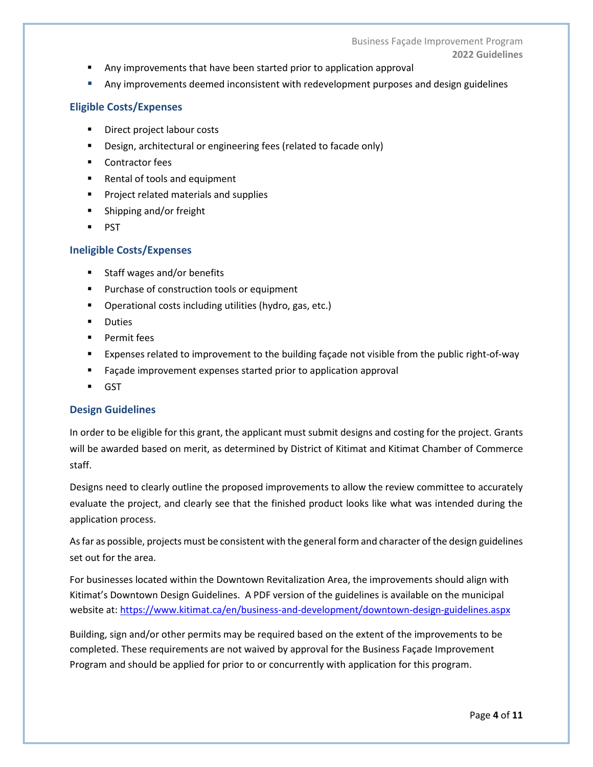- Any improvements that have been started prior to application approval
- Any improvements deemed inconsistent with redevelopment purposes and design guidelines

### Eligible Costs/Expenses

- Direct project labour costs
- Design, architectural or engineering fees (related to facade only)
- Contractor fees
- Rental of tools and equipment
- Project related materials and supplies
- Shipping and/or freight
- PST

### Ineligible Costs/Expenses

- Staff wages and/or benefits
- Purchase of construction tools or equipment
- Operational costs including utilities (hydro, gas, etc.)
- Duties
- Permit fees
- Expenses related to improvement to the building façade not visible from the public right-of-way
- Façade improvement expenses started prior to application approval
- GST

### Design Guidelines

In order to be eligible for this grant, the applicant must submit designs and costing for the project. Grants will be awarded based on merit, as determined by District of Kitimat and Kitimat Chamber of Commerce staff.

Designs need to clearly outline the proposed improvements to allow the review committee to accurately evaluate the project, and clearly see that the finished product looks like what was intended during the application process.

As far as possible, projects must be consistent with the general form and character of the design guidelines set out for the area.

For businesses located within the Downtown Revitalization Area, the improvements should align with Kitimat's Downtown Design Guidelines. A PDF version of the guidelines is available on the municipal website at: https://www.kitimat.ca/en/business-and-development/downtown-design-guidelines.aspx

Building, sign and/or other permits may be required based on the extent of the improvements to be completed. These requirements are not waived by approval for the Business Façade Improvement Program and should be applied for prior to or concurrently with application for this program.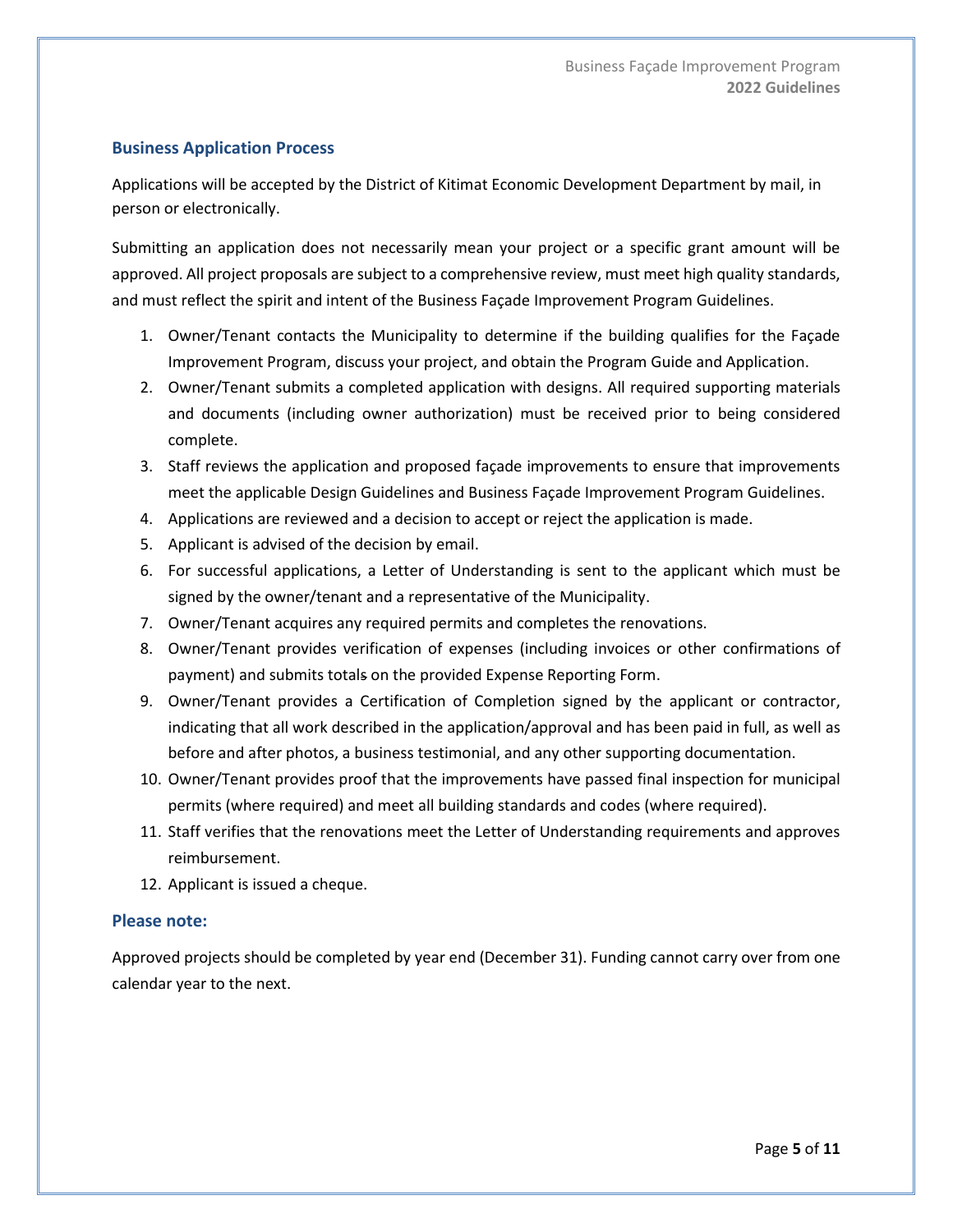## Business Application Process

Applications will be accepted by the District of Kitimat Economic Development Department by mail, in person or electronically.

Submitting an application does not necessarily mean your project or a specific grant amount will be approved. All project proposals are subject to a comprehensive review, must meet high quality standards, and must reflect the spirit and intent of the Business Façade Improvement Program Guidelines.

1. Owner/Tenant contacts the Municipality to determine if the building qualifies for the Façade Improvement Program, discuss your project, and obtain the Program Guide and Application.
2. Owner/Tenant submits a completed application with designs. All required supporting materials and documents (including owner authorization) must be received prior to being considered complete.
3. Staff reviews the application and proposed façade improvements to ensure that improvements meet the applicable Design Guidelines and Business Façade Improvement Program Guidelines.
4. Applications are reviewed and a decision to accept or reject the application is made.
5. Applicant is advised of the decision by email.
6. For successful applications, a Letter of Understanding is sent to the applicant which must be signed by the owner/tenant and a representative of the Municipality.
7. Owner/Tenant acquires any required permits and completes the renovations.
8. Owner/Tenant provides verification of expenses (including invoices or other confirmations of payment) and submits totals on the provided Expense Reporting Form.
9. Owner/Tenant provides a Certification of Completion signed by the applicant or contractor, indicating that all work described in the application/approval and has been paid in full, as well as before and after photos, a business testimonial, and any other supporting documentation.
10. Owner/Tenant provides proof that the improvements have passed final inspection for municipal permits (where required) and meet all building standards and codes (where required).
11. Staff verifies that the renovations meet the Letter of Understanding requirements and approves reimbursement.
12. Applicant is issued a cheque.

## Please note:

Approved projects should be completed by year end (December 31). Funding cannot carry over from one calendar year to the next.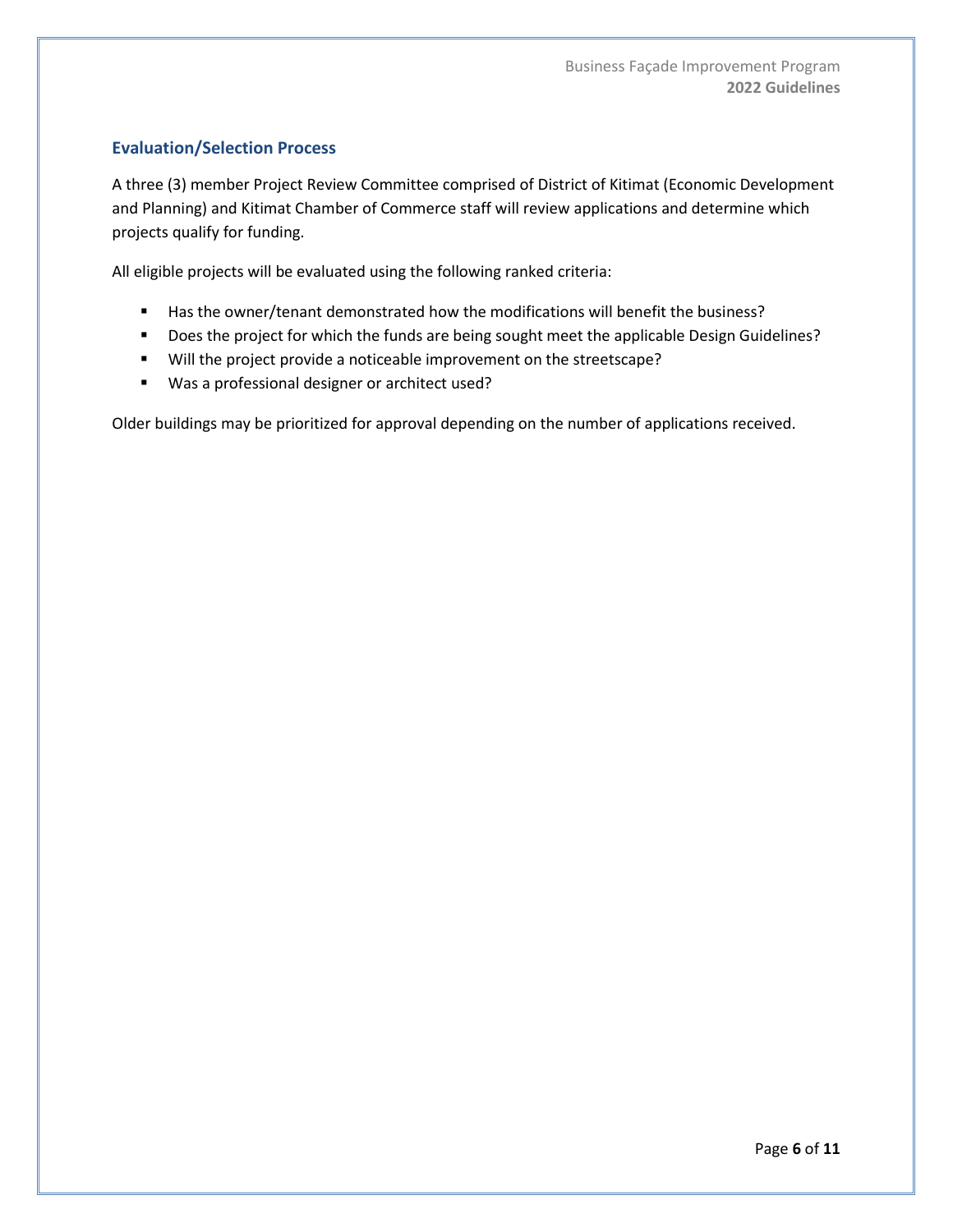## Evaluation/Selection Process

A three (3) member Project Review Committee comprised of District of Kitimat (Economic Development and Planning) and Kitimat Chamber of Commerce staff will review applications and determine which projects qualify for funding.

All eligible projects will be evaluated using the following ranked criteria:

- Has the owner/tenant demonstrated how the modifications will benefit the business?
- Does the project for which the funds are being sought meet the applicable Design Guidelines?
- Will the project provide a noticeable improvement on the streetscape?
- Was a professional designer or architect used?

Older buildings may be prioritized for approval depending on the number of applications received.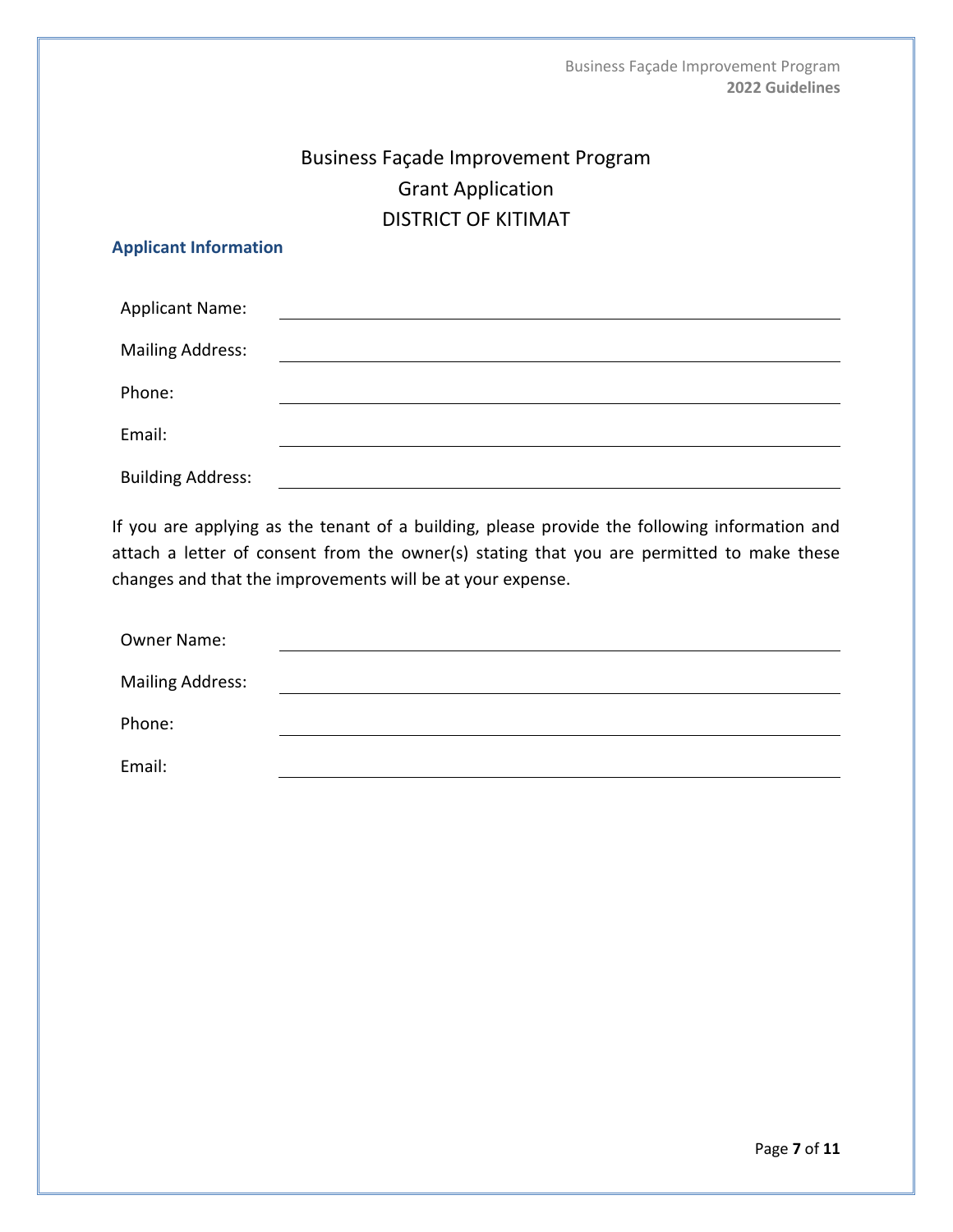# Business Façade Improvement Program
## Grant Application
## DISTRICT OF KITIMAT

### Applicant Information

Applicant Name: \_\_\_\_\_\_\_\_\_\_\_\_\_\_\_\_\_\_\_\_\_\_\_\_\_\_\_\_\_\_\_\_\_\_\_\_\_\_\_\_

Mailing Address: \_\_\_\_\_\_\_\_\_\_\_\_\_\_\_\_\_\_\_\_\_\_\_\_\_\_\_\_\_\_\_\_\_\_\_\_\_\_\_\_

Phone: \_\_\_\_\_\_\_\_\_\_\_\_\_\_\_\_\_\_\_\_\_\_\_\_\_\_\_\_\_\_\_\_\_\_\_\_\_\_\_\_

Email: \_\_\_\_\_\_\_\_\_\_\_\_\_\_\_\_\_\_\_\_\_\_\_\_\_\_\_\_\_\_\_\_\_\_\_\_\_\_\_\_

Building Address: \_\_\_\_\_\_\_\_\_\_\_\_\_\_\_\_\_\_\_\_\_\_\_\_\_\_\_\_\_\_\_\_\_\_\_\_\_\_\_\_

If you are applying as the tenant of a building, please provide the following information and attach a letter of consent from the owner(s) stating that you are permitted to make these changes and that the improvements will be at your expense.

Owner Name: \_\_\_\_\_\_\_\_\_\_\_\_\_\_\_\_\_\_\_\_\_\_\_\_\_\_\_\_\_\_\_\_\_\_\_\_\_\_\_\_

Mailing Address: \_\_\_\_\_\_\_\_\_\_\_\_\_\_\_\_\_\_\_\_\_\_\_\_\_\_\_\_\_\_\_\_\_\_\_\_\_\_\_\_

Phone: \_\_\_\_\_\_\_\_\_\_\_\_\_\_\_\_\_\_\_\_\_\_\_\_\_\_\_\_\_\_\_\_\_\_\_\_\_\_\_\_

Email: \_\_\_\_\_\_\_\_\_\_\_\_\_\_\_\_\_\_\_\_\_\_\_\_\_\_\_\_\_\_\_\_\_\_\_\_\_\_\_\_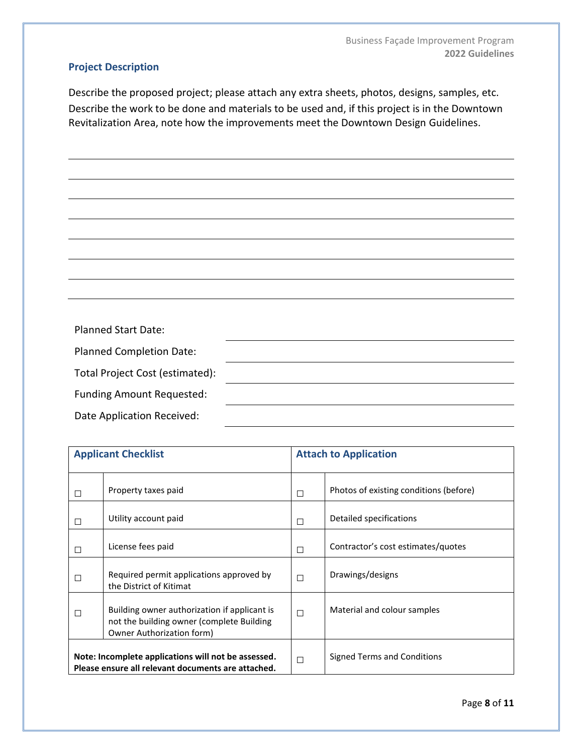## Project Description

Describe the proposed project; please attach any extra sheets, photos, designs, samples, etc. Describe the work to be done and materials to be used and, if this project is in the Downtown Revitalization Area, note how the improvements meet the Downtown Design Guidelines.

\_\_\_\_\_\_\_\_\_\_\_\_\_\_\_\_\_\_\_\_\_\_\_\_\_\_\_\_\_\_\_\_\_\_\_\_\_\_\_\_\_\_\_\_\_\_\_\_\_\_\_\_\_\_\_\_\_\_\_\_\_\_\_\_\_\_\_\_\_\_\_\_

\_\_\_\_\_\_\_\_\_\_\_\_\_\_\_\_\_\_\_\_\_\_\_\_\_\_\_\_\_\_\_\_\_\_\_\_\_\_\_\_\_\_\_\_\_\_\_\_\_\_\_\_\_\_\_\_\_\_\_\_\_\_\_\_\_\_\_\_\_\_\_\_

\_\_\_\_\_\_\_\_\_\_\_\_\_\_\_\_\_\_\_\_\_\_\_\_\_\_\_\_\_\_\_\_\_\_\_\_\_\_\_\_\_\_\_\_\_\_\_\_\_\_\_\_\_\_\_\_\_\_\_\_\_\_\_\_\_\_\_\_\_\_\_\_

\_\_\_\_\_\_\_\_\_\_\_\_\_\_\_\_\_\_\_\_\_\_\_\_\_\_\_\_\_\_\_\_\_\_\_\_\_\_\_\_\_\_\_\_\_\_\_\_\_\_\_\_\_\_\_\_\_\_\_\_\_\_\_\_\_\_\_\_\_\_\_\_

\_\_\_\_\_\_\_\_\_\_\_\_\_\_\_\_\_\_\_\_\_\_\_\_\_\_\_\_\_\_\_\_\_\_\_\_\_\_\_\_\_\_\_\_\_\_\_\_\_\_\_\_\_\_\_\_\_\_\_\_\_\_\_\_\_\_\_\_\_\_\_\_

\_\_\_\_\_\_\_\_\_\_\_\_\_\_\_\_\_\_\_\_\_\_\_\_\_\_\_\_\_\_\_\_\_\_\_\_\_\_\_\_\_\_\_\_\_\_\_\_\_\_\_\_\_\_\_\_\_\_\_\_\_\_\_\_\_\_\_\_\_\_\_\_

\_\_\_\_\_\_\_\_\_\_\_\_\_\_\_\_\_\_\_\_\_\_\_\_\_\_\_\_\_\_\_\_\_\_\_\_\_\_\_\_\_\_\_\_\_\_\_\_\_\_\_\_\_\_\_\_\_\_\_\_\_\_\_\_\_\_\_\_\_\_\_\_

Planned Start Date: \_\_\_\_\_\_\_\_\_\_\_\_\_\_\_\_\_\_\_\_\_\_\_\_\_\_\_\_\_\_\_\_

Planned Completion Date: \_\_\_\_\_\_\_\_\_\_\_\_\_\_\_\_\_\_\_\_\_\_\_\_\_\_\_\_\_\_\_\_

Total Project Cost (estimated): \_\_\_\_\_\_\_\_\_\_\_\_\_\_\_\_\_\_\_\_\_\_\_\_\_\_\_\_\_\_\_\_

Funding Amount Requested: \_\_\_\_\_\_\_\_\_\_\_\_\_\_\_\_\_\_\_\_\_\_\_\_\_\_\_\_\_\_\_\_

Date Application Received: \_\_\_\_\_\_\_\_\_\_\_\_\_\_\_\_\_\_\_\_\_\_\_\_\_\_\_\_\_\_\_\_

| **Applicant Checklist** | | **Attach to Application** | |
|---|---|---|---|
| ☐ | Property taxes paid | ☐ | Photos of existing conditions (before) |
| ☐ | Utility account paid | ☐ | Detailed specifications |
| ☐ | License fees paid | ☐ | Contractor's cost estimates/quotes |
| ☐ | Required permit applications approved by the District of Kitimat | ☐ | Drawings/designs |
| ☐ | Building owner authorization if applicant is not the building owner (complete Building Owner Authorization form) | ☐ | Material and colour samples |
| **Note: Incomplete applications will not be assessed. Please ensure all relevant documents are attached.** | | ☐ | Signed Terms and Conditions |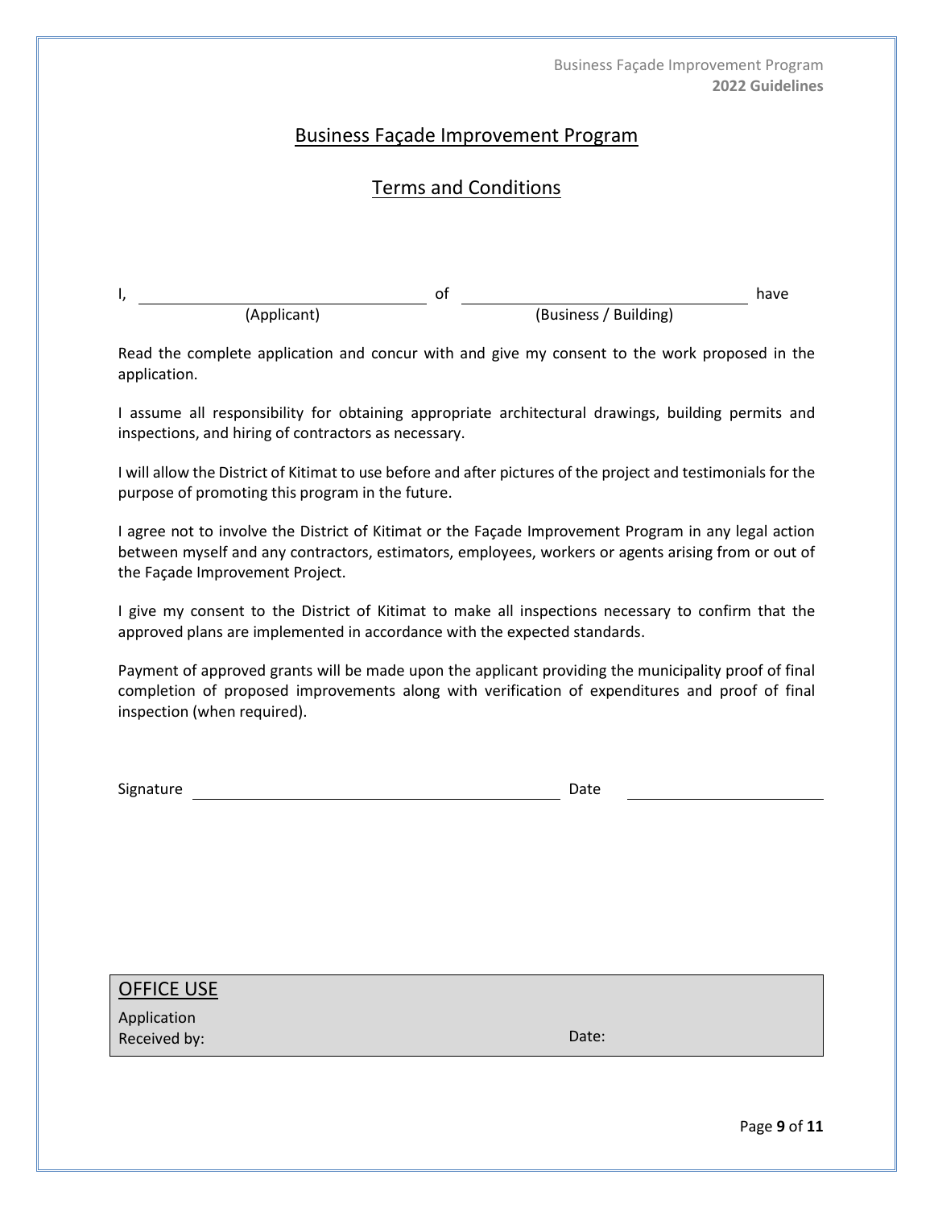## Business Façade Improvement Program

## Terms and Conditions

I, ______________________________ of ______________________________ have
(Applicant) (Business / Building)

Read the complete application and concur with and give my consent to the work proposed in the application.

I assume all responsibility for obtaining appropriate architectural drawings, building permits and inspections, and hiring of contractors as necessary.

I will allow the District of Kitimat to use before and after pictures of the project and testimonials for the purpose of promoting this program in the future.

I agree not to involve the District of Kitimat or the Façade Improvement Program in any legal action between myself and any contractors, estimators, employees, workers or agents arising from or out of the Façade Improvement Project.

I give my consent to the District of Kitimat to make all inspections necessary to confirm that the approved plans are implemented in accordance with the expected standards.

Payment of approved grants will be made upon the applicant providing the municipality proof of final completion of proposed improvements along with verification of expenditures and proof of final inspection (when required).

Signature ______________________________ Date ____________________

| OFFICE USE | |
|---|---|
| Application Received by: | Date: |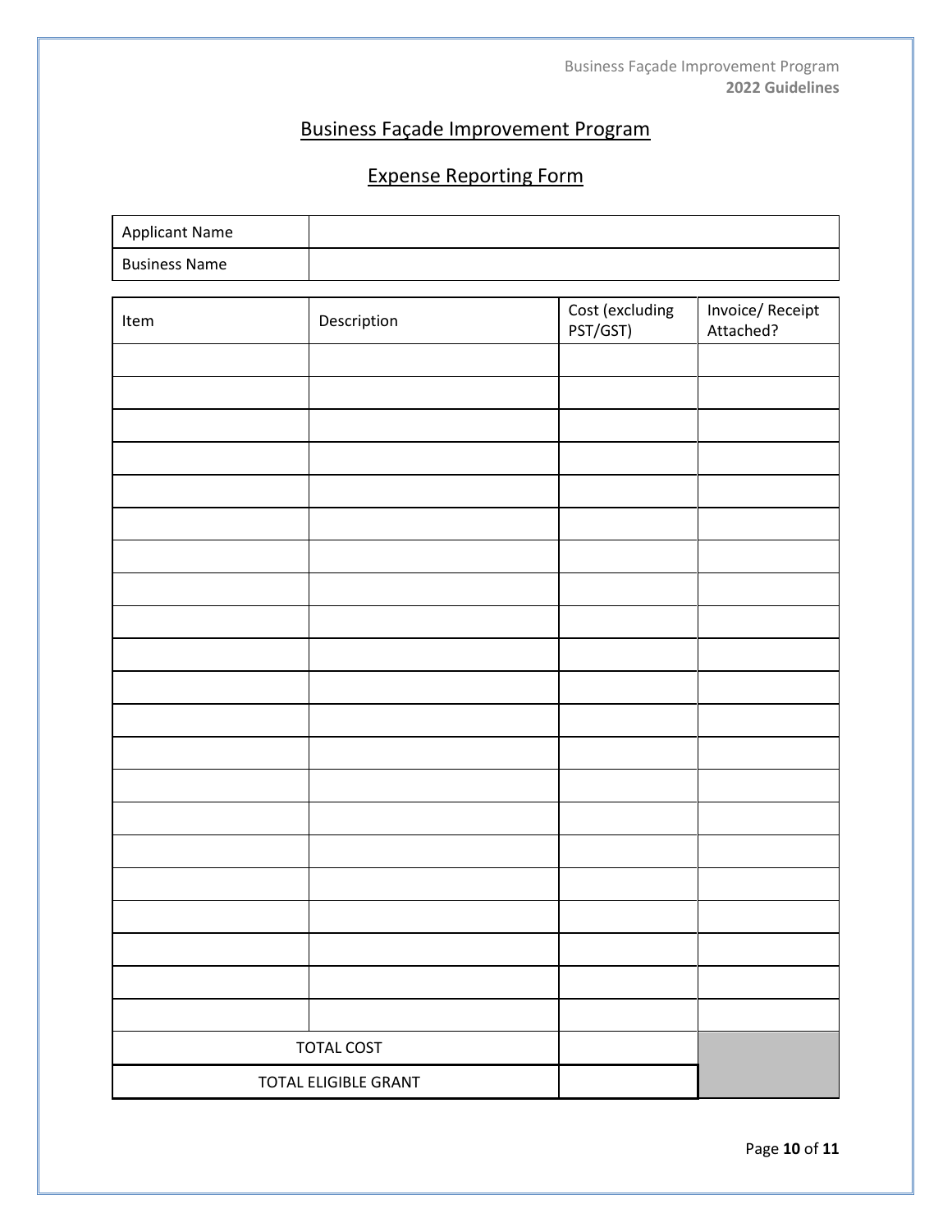## Business Façade Improvement Program

## Expense Reporting Form

| Applicant Name | |
|---|---|
| Business Name | |

| Item | Description | Cost (excluding PST/GST) | Invoice/ Receipt Attached? |
|---|---|---|---|
| | | | |
| | | | |
| | | | |
| | | | |
| | | | |
| | | | |
| | | | |
| | | | |
| | | | |
| | | | |
| | | | |
| | | | |
| | | | |
| | | | |
| | | | |
| | | | |
| | | | |
| | | | |
| | | | |
| | | | |
| | | | |
| TOTAL COST | | | |
| TOTAL ELIGIBLE GRANT | | | |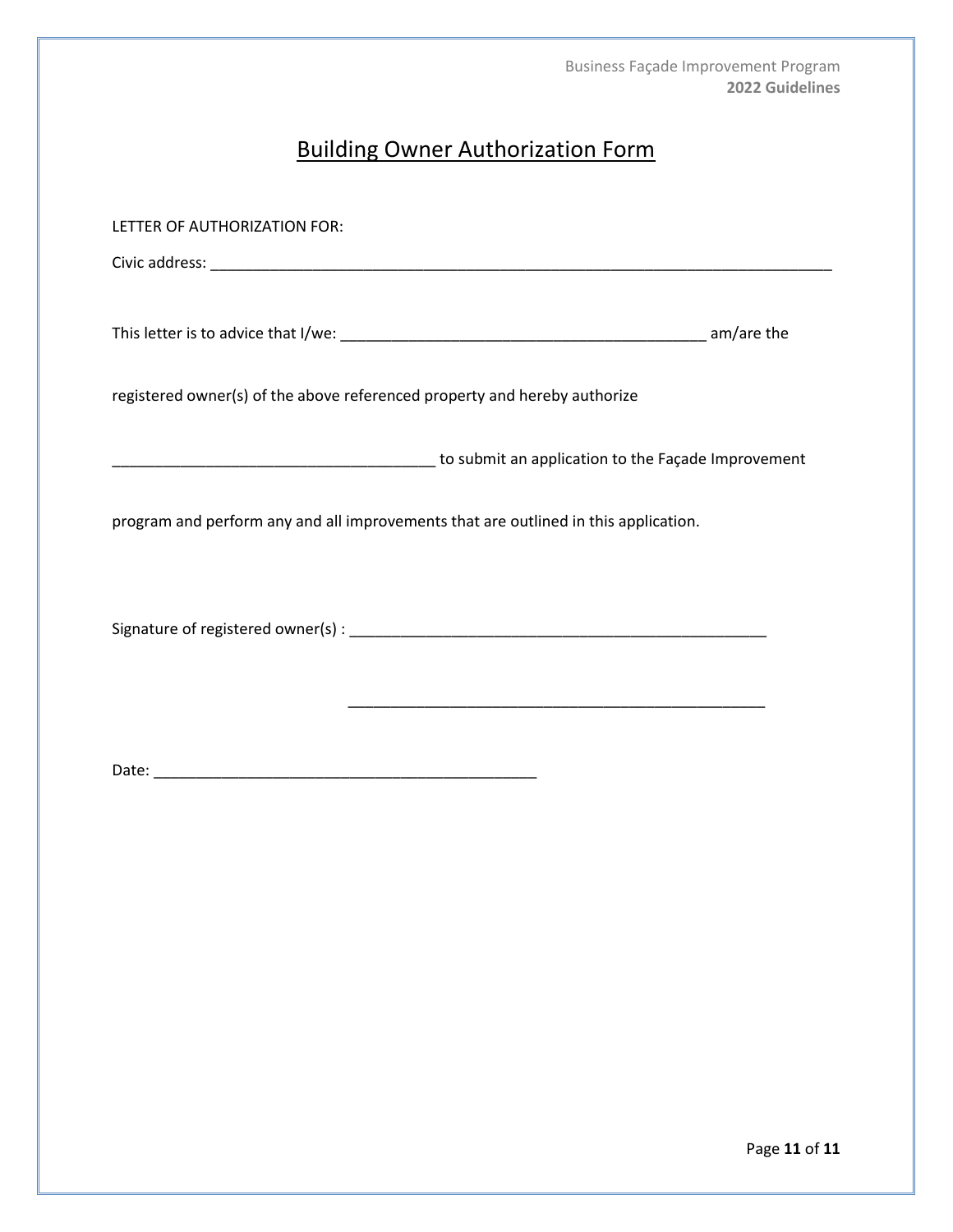# Building Owner Authorization Form

LETTER OF AUTHORIZATION FOR:

Civic address: ___________________________________________________________________________

This letter is to advice that I/we: ____________________________________________ am/are the

registered owner(s) of the above referenced property and hereby authorize

_______________________________________ to submit an application to the Façade Improvement

program and perform any and all improvements that are outlined in this application.

Signature of registered owner(s) : __________________________________________________

__________________________________________________

Date: ______________________________________________